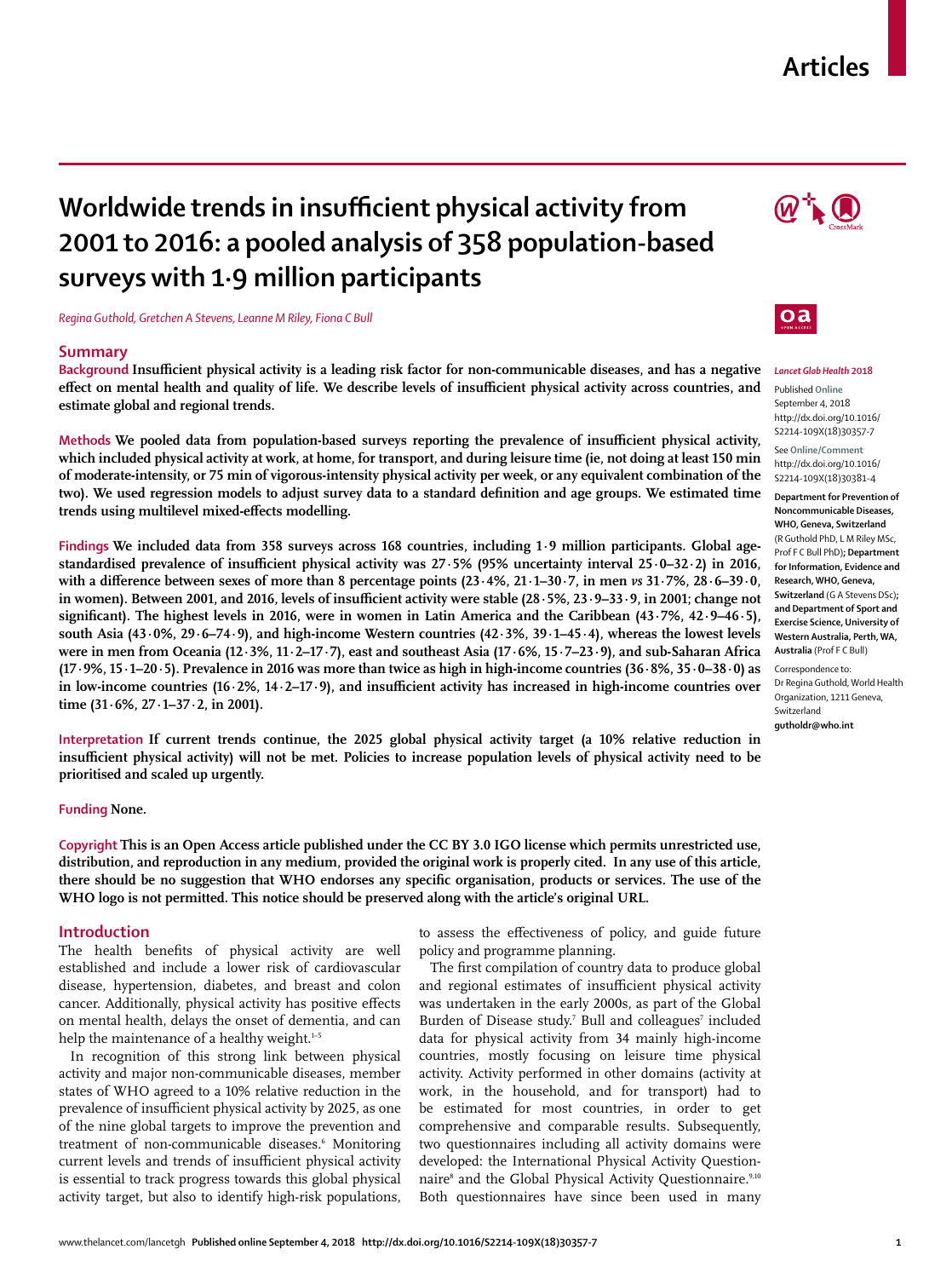Articles

# Worldwide trends in insufficient physical activity from 2001 to 2016: a pooled analysis of 358 population-based surveys with 1·9 million participants

*Regina Guthold, Gretchen A Stevens, Leanne M Riley, Fiona C Bull*

## Summary

**Background** Insufficient physical activity is a leading risk factor for non-communicable diseases, and has a negative effect on mental health and quality of life. We describe levels of insufficient physical activity across countries, and estimate global and regional trends.

**Methods** We pooled data from population-based surveys reporting the prevalence of insufficient physical activity, which included physical activity at work, at home, for transport, and during leisure time (ie, not doing at least 150 min of moderate-intensity, or 75 min of vigorous-intensity physical activity per week, or any equivalent combination of the two). We used regression models to adjust survey data to a standard definition and age groups. We estimated time trends using multilevel mixed-effects modelling.

**Findings** We included data from 358 surveys across 168 countries, including 1·9 million participants. Global age-standardised prevalence of insufficient physical activity was 27·5% (95% uncertainty interval 25·0–32·2) in 2016, with a difference between sexes of more than 8 percentage points (23·4%, 21·1–30·7, in men *vs* 31·7%, 28·6–39·0, in women). Between 2001, and 2016, levels of insufficient activity were stable (28·5%, 23·9–33·9, in 2001; change not significant). The highest levels in 2016, were in women in Latin America and the Caribbean (43·7%, 42·9–46·5), south Asia (43·0%, 29·6–74·9), and high-income Western countries (42·3%, 39·1–45·4), whereas the lowest levels were in men from Oceania (12·3%, 11·2–17·7), east and southeast Asia (17·6%, 15·7–23·9), and sub-Saharan Africa (17·9%, 15·1–20·5). Prevalence in 2016 was more than twice as high in high-income countries (36·8%, 35·0–38·0) as in low-income countries (16·2%, 14·2–17·9), and insufficient activity has increased in high-income countries over time (31·6%, 27·1–37·2, in 2001).

**Interpretation** If current trends continue, the 2025 global physical activity target (a 10% relative reduction in insufficient physical activity) will not be met. Policies to increase population levels of physical activity need to be prioritised and scaled up urgently.

**Funding** None.

**Copyright** This is an Open Access article published under the CC BY 3.0 IGO license which permits unrestricted use, distribution, and reproduction in any medium, provided the original work is properly cited. In any use of this article, there should be no suggestion that WHO endorses any specific organisation, products or services. The use of the WHO logo is not permitted. This notice should be preserved along with the article's original URL.

*Lancet Glob Health* 2018

Published **Online** September 4, 2018 http://dx.doi.org/10.1016/S2214-109X(18)30357-7

See **Online/Comment** http://dx.doi.org/10.1016/S2214-109X(18)30381-4

**Department for Prevention of Noncommunicable Diseases, WHO, Geneva, Switzerland** (R Guthold PhD, L M Riley MSc, Prof F C Bull PhD); **Department for Information, Evidence and Research, WHO, Geneva, Switzerland** (G A Stevens DSc); **and Department of Sport and Exercise Science, University of Western Australia, Perth, WA, Australia** (Prof F C Bull)

Correspondence to: Dr Regina Guthold, World Health Organization, 1211 Geneva, Switzerland **gutholdr@who.int**

## Introduction

The health benefits of physical activity are well established and include a lower risk of cardiovascular disease, hypertension, diabetes, and breast and colon cancer. Additionally, physical activity has positive effects on mental health, delays the onset of dementia, and can help the maintenance of a healthy weight.[1–5]

In recognition of this strong link between physical activity and major non-communicable diseases, member states of WHO agreed to a 10% relative reduction in the prevalence of insufficient physical activity by 2025, as one of the nine global targets to improve the prevention and treatment of non-communicable diseases.[6] Monitoring current levels and trends of insufficient physical activity is essential to track progress towards this global physical activity target, but also to identify high-risk populations, to assess the effectiveness of policy, and guide future policy and programme planning.

The first compilation of country data to produce global and regional estimates of insufficient physical activity was undertaken in the early 2000s, as part of the Global Burden of Disease study.[7] Bull and colleagues[7] included data for physical activity from 34 mainly high-income countries, mostly focusing on leisure time physical activity. Activity performed in other domains (activity at work, in the household, and for transport) had to be estimated for most countries, in order to get comprehensive and comparable results. Subsequently, two questionnaires including all activity domains were developed: the International Physical Activity Questionnaire[8] and the Global Physical Activity Questionnaire.[9,10] Both questionnaires have since been used in many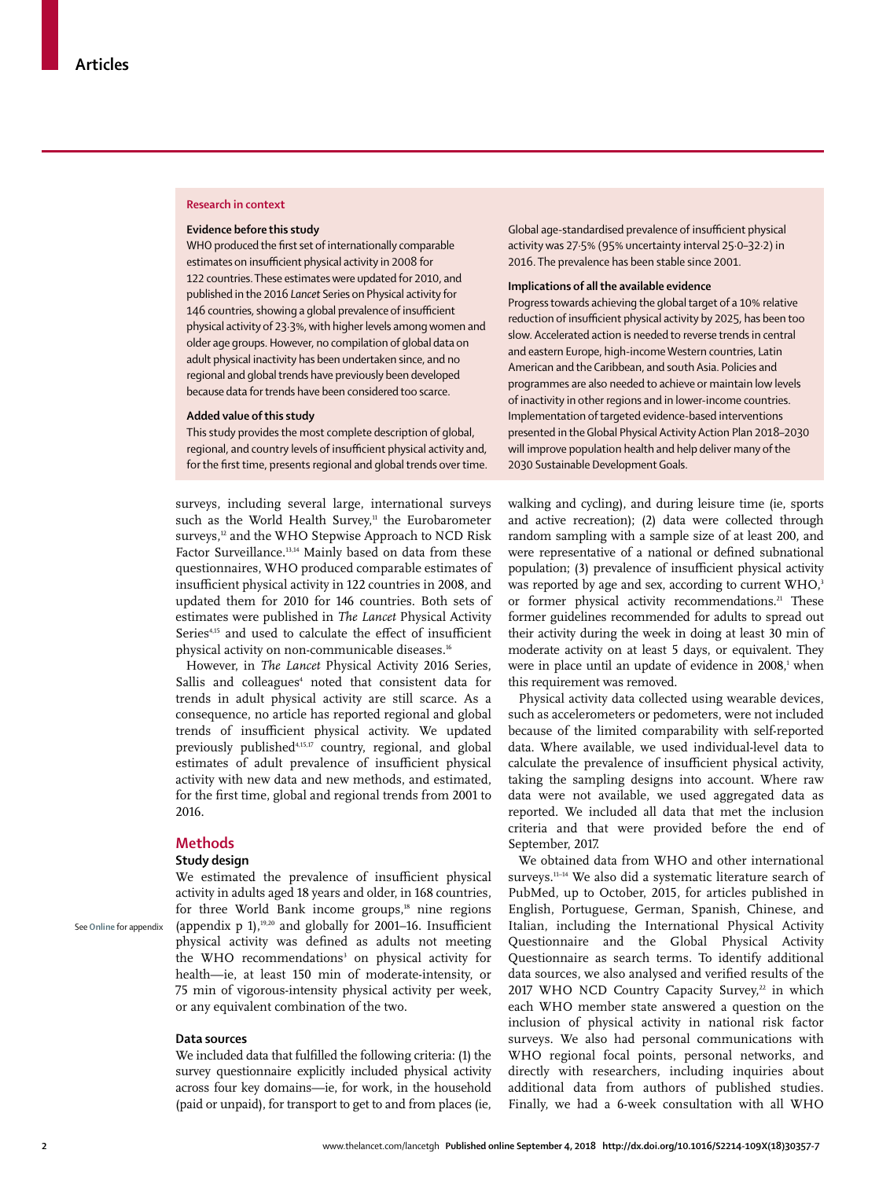## Research in context

### Evidence before this study

WHO produced the first set of internationally comparable estimates on insufficient physical activity in 2008 for 122 countries. These estimates were updated for 2010, and published in the 2016 *Lancet* Series on Physical activity for 146 countries, showing a global prevalence of insufficient physical activity of 23·3%, with higher levels among women and older age groups. However, no compilation of global data on adult physical inactivity has been undertaken since, and no regional and global trends have previously been developed because data for trends have been considered too scarce.

### Added value of this study

This study provides the most complete description of global, regional, and country levels of insufficient physical activity and, for the first time, presents regional and global trends over time. Global age-standardised prevalence of insufficient physical activity was 27·5% (95% uncertainty interval 25·0–32·2) in 2016. The prevalence has been stable since 2001.

### Implications of all the available evidence

Progress towards achieving the global target of a 10% relative reduction of insufficient physical activity by 2025, has been too slow. Accelerated action is needed to reverse trends in central and eastern Europe, high-income Western countries, Latin American and the Caribbean, and south Asia. Policies and programmes are also needed to achieve or maintain low levels of inactivity in other regions and in lower-income countries. Implementation of targeted evidence-based interventions presented in the Global Physical Activity Action Plan 2018–2030 will improve population health and help deliver many of the 2030 Sustainable Development Goals.

surveys, including several large, international surveys such as the World Health Survey,[11] the Eurobarometer surveys,[12] and the WHO Stepwise Approach to NCD Risk Factor Surveillance.[13,14] Mainly based on data from these questionnaires, WHO produced comparable estimates of insufficient physical activity in 122 countries in 2008, and updated them for 2010 for 146 countries. Both sets of estimates were published in *The Lancet* Physical Activity Series[4,15] and used to calculate the effect of insufficient physical activity on non-communicable diseases.[16]

However, in *The Lancet* Physical Activity 2016 Series, Sallis and colleagues[4] noted that consistent data for trends in adult physical activity are still scarce. As a consequence, no article has reported regional and global trends of insufficient physical activity. We updated previously published[4,15,17] country, regional, and global estimates of adult prevalence of insufficient physical activity with new data and new methods, and estimated, for the first time, global and regional trends from 2001 to 2016.

## Methods

### Study design

We estimated the prevalence of insufficient physical activity in adults aged 18 years and older, in 168 countries, for three World Bank income groups,[18] nine regions (appendix p 1),[19,20] and globally for 2001–16. Insufficient physical activity was defined as adults not meeting the WHO recommendations[3] on physical activity for health—ie, at least 150 min of moderate-intensity, or 75 min of vigorous-intensity physical activity per week, or any equivalent combination of the two.

See **Online** for appendix

### Data sources

We included data that fulfilled the following criteria: (1) the survey questionnaire explicitly included physical activity across four key domains—ie, for work, in the household (paid or unpaid), for transport to get to and from places (ie, walking and cycling), and during leisure time (ie, sports and active recreation); (2) data were collected through random sampling with a sample size of at least 200, and were representative of a national or defined subnational population; (3) prevalence of insufficient physical activity was reported by age and sex, according to current WHO,[3] or former physical activity recommendations.[21] These former guidelines recommended for adults to spread out their activity during the week in doing at least 30 min of moderate activity on at least 5 days, or equivalent. They were in place until an update of evidence in 2008,[1] when this requirement was removed.

Physical activity data collected using wearable devices, such as accelerometers or pedometers, were not included because of the limited comparability with self-reported data. Where available, we used individual-level data to calculate the prevalence of insufficient physical activity, taking the sampling designs into account. Where raw data were not available, we used aggregated data as reported. We included all data that met the inclusion criteria and that were provided before the end of September, 2017.

We obtained data from WHO and other international surveys.[11–14] We also did a systematic literature search of PubMed, up to October, 2015, for articles published in English, Portuguese, German, Spanish, Chinese, and Italian, including the International Physical Activity Questionnaire and the Global Physical Activity Questionnaire as search terms. To identify additional data sources, we also analysed and verified results of the 2017 WHO NCD Country Capacity Survey,[22] in which each WHO member state answered a question on the inclusion of physical activity in national risk factor surveys. We also had personal communications with WHO regional focal points, personal networks, and directly with researchers, including inquiries about additional data from authors of published studies. Finally, we had a 6-week consultation with all WHO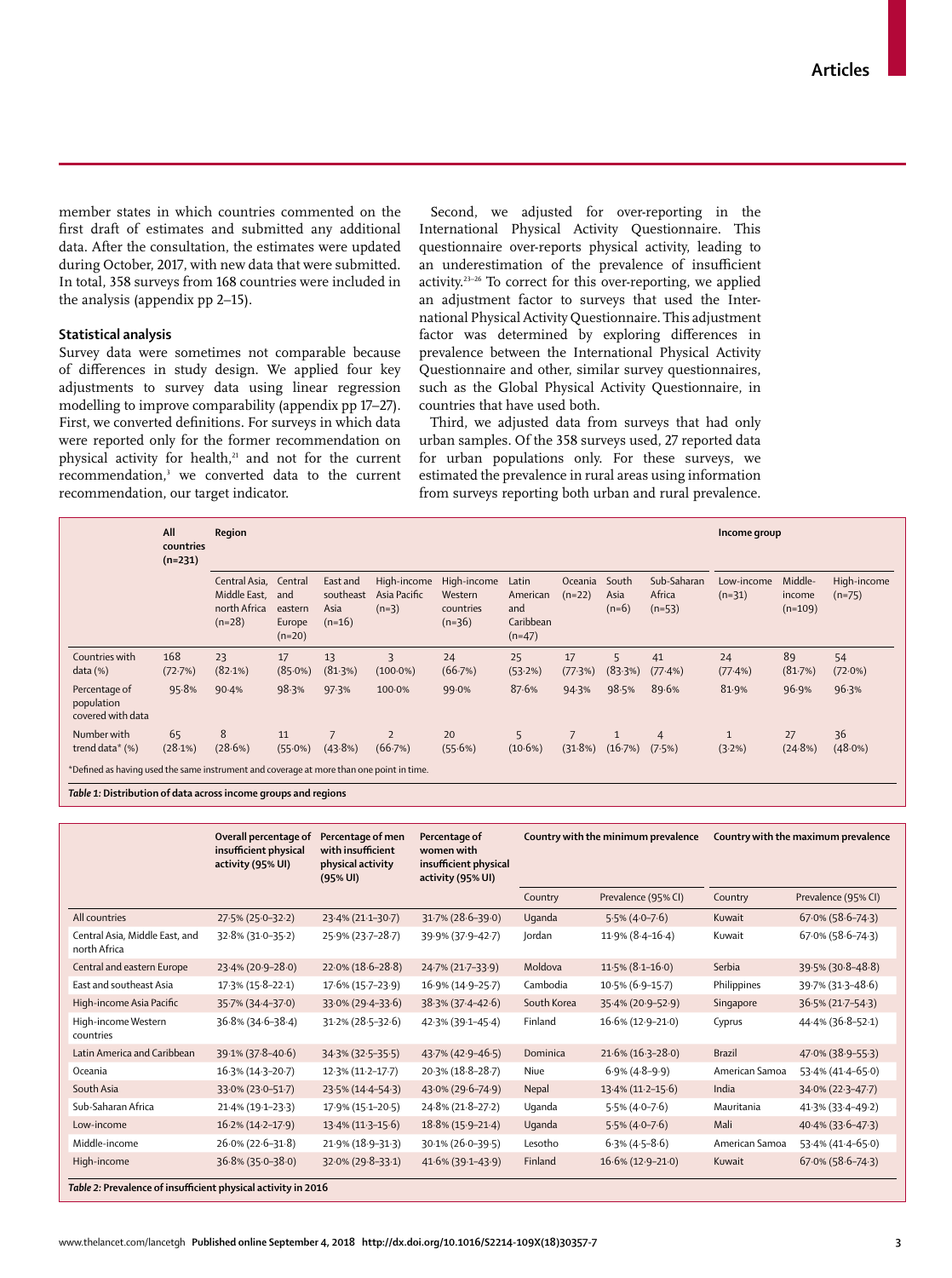member states in which countries commented on the first draft of estimates and submitted any additional data. After the consultation, the estimates were updated during October, 2017, with new data that were submitted. In total, 358 surveys from 168 countries were included in the analysis (appendix pp 2–15).

### Statistical analysis

Survey data were sometimes not comparable because of differences in study design. We applied four key adjustments to survey data using linear regression modelling to improve comparability (appendix pp 17–27). First, we converted definitions. For surveys in which data were reported only for the former recommendation on physical activity for health,[21] and not for the current recommendation,[3] we converted data to the current recommendation, our target indicator.

Second, we adjusted for over-reporting in the International Physical Activity Questionnaire. This questionnaire over-reports physical activity, leading to an underestimation of the prevalence of insufficient activity.[23–26] To correct for this over-reporting, we applied an adjustment factor to surveys that used the International Physical Activity Questionnaire. This adjustment factor was determined by exploring differences in prevalence between the International Physical Activity Questionnaire and other, similar survey questionnaires, such as the Global Physical Activity Questionnaire, in countries that have used both.

Third, we adjusted data from surveys that had only urban samples. Of the 358 surveys used, 27 reported data for urban populations only. For these surveys, we estimated the prevalence in rural areas using information from surveys reporting both urban and rural prevalence.

| | All countries (n=231) | Region | | | | | | | | | Income group | | |
|---|---|---|---|---|---|---|---|---|---|---|---|---|---|
| | | Central Asia, Middle East, north Africa (n=28) | Central and eastern Europe (n=20) | East and southeast Asia (n=16) | High-income Asia Pacific (n=3) | High-income Western countries (n=36) | Latin American and Caribbean (n=47) | Oceania (n=22) | South Asia (n=6) | Sub-Saharan Africa (n=53) | Low-income (n=31) | Middle-income (n=109) | High-income (n=75) |
| Countries with data (%) | 168 (72·7%) | 23 (82·1%) | 17 (85·0%) | 13 (81·3%) | 3 (100·0%) | 24 (66·7%) | 25 (53·2%) | 17 (77·3%) | 5 (83·3%) | 41 (77·4%) | 24 (77·4%) | 89 (81·7%) | 54 (72·0%) |
| Percentage of population covered with data | 95·8% | 90·4% | 98·3% | 97·3% | 100·0% | 99·0% | 87·6% | 94·3% | 98·5% | 89·6% | 81·9% | 96·9% | 96·3% |
| Number with trend data* (%) | 65 (28·1%) | 8 (28·6%) | 11 (55·0%) | 7 (43·8%) | 2 (66·7%) | 20 (55·6%) | 5 (10·6%) | 7 (31·8%) | 1 (16·7%) | 4 (7·5%) | 1 (3·2%) | 27 (24·8%) | 36 (48·0%) |

*Defined as having used the same instrument and coverage at more than one point in time.

*Table 1:* **Distribution of data across income groups and regions**

| | Overall percentage of insufficient physical activity (95% UI) | Percentage of men with insufficient physical activity (95% UI) | Percentage of women with insufficient physical activity (95% UI) | Country with the minimum prevalence | | Country with the maximum prevalence | |
|---|---|---|---|---|---|---|---|
| | | | | Country | Prevalence (95% CI) | Country | Prevalence (95% CI) |
| All countries | 27·5% (25·0–32·2) | 23·4% (21·1–30·7) | 31·7% (28·6–39·0) | Uganda | 5·5% (4·0–7·6) | Kuwait | 67·0% (58·6–74·3) |
| Central Asia, Middle East, and north Africa | 32·8% (31·0–35·2) | 25·9% (23·7–28·7) | 39·9% (37·9–42·7) | Jordan | 11·9% (8·4–16·4) | Kuwait | 67·0% (58·6–74·3) |
| Central and eastern Europe | 23·4% (20·9–28·0) | 22·0% (18·6–28·8) | 24·7% (21·7–33·9) | Moldova | 11·5% (8·1–16·0) | Serbia | 39·5% (30·8–48·8) |
| East and southeast Asia | 17·3% (15·8–22·1) | 17·6% (15·7–23·9) | 16·9% (14·9–25·7) | Cambodia | 10·5% (6·9–15·7) | Philippines | 39·7% (31·3–48·6) |
| High-income Asia Pacific | 35·7% (34·4–37·0) | 33·0% (29·4–33·6) | 38·3% (37·4–42·6) | South Korea | 35·4% (20·9–52·9) | Singapore | 36·5% (21·7–54·3) |
| High-income Western countries | 36·8% (34·6–38·4) | 31·2% (28·5–32·6) | 42·3% (39·1–45·4) | Finland | 16·6% (12·9–21·0) | Cyprus | 44·4% (36·8–52·1) |
| Latin America and Caribbean | 39·1% (37·8–40·6) | 34·3% (32·5–35·5) | 43·7% (42·9–46·5) | Dominica | 21·6% (16·3–28·0) | Brazil | 47·0% (38·9–55·3) |
| Oceania | 16·3% (14·3–20·7) | 12·3% (11·2–17·7) | 20·3% (18·8–28·7) | Niue | 6·9% (4·8–9·9) | American Samoa | 53·4% (41·4–65·0) |
| South Asia | 33·0% (23·0–51·7) | 23·5% (14·4–54·3) | 43·0% (29·6–74·9) | Nepal | 13·4% (11·2–15·6) | India | 34·0% (22·3–47·7) |
| Sub-Saharan Africa | 21·4% (19·1–23·3) | 17·9% (15·1–20·5) | 24·8% (21·8–27·2) | Uganda | 5·5% (4·0–7·6) | Mauritania | 41·3% (33·4–49·2) |
| Low-income | 16·2% (14·2–17·9) | 13·4% (11·3–15·6) | 18·8% (15·9–21·4) | Uganda | 5·5% (4·0–7·6) | Mali | 40·4% (33·6–47·3) |
| Middle-income | 26·0% (22·6–31·8) | 21·9% (18·9–31·3) | 30·1% (26·0–39·5) | Lesotho | 6·3% (4·5–8·6) | American Samoa | 53·4% (41·4–65·0) |
| High-income | 36·8% (35·0–38·0) | 32·0% (29·8–33·1) | 41·6% (39·1–43·9) | Finland | 16·6% (12·9–21·0) | Kuwait | 67·0% (58·6–74·3) |

*Table 2:* **Prevalence of insufficient physical activity in 2016**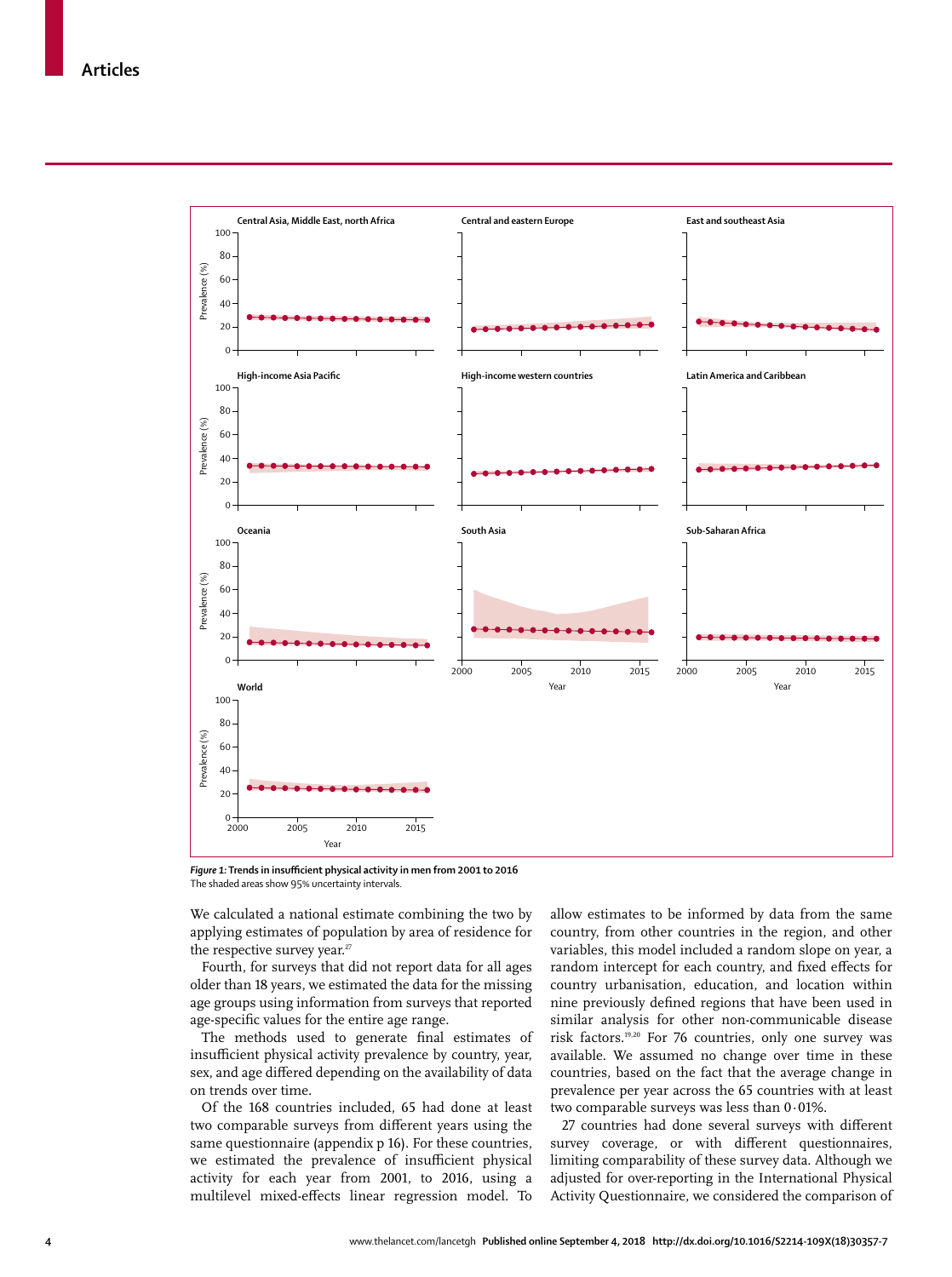*Figure 1:* **Trends in insufficient physical activity in men from 2001 to 2016**
The shaded areas show 95% uncertainty intervals.

We calculated a national estimate combining the two by applying estimates of population by area of residence for the respective survey year.[27]

Fourth, for surveys that did not report data for all ages older than 18 years, we estimated the data for the missing age groups using information from surveys that reported age-specific values for the entire age range.

The methods used to generate final estimates of insufficient physical activity prevalence by country, year, sex, and age differed depending on the availability of data on trends over time.

Of the 168 countries included, 65 had done at least two comparable surveys from different years using the same questionnaire (appendix p 16). For these countries, we estimated the prevalence of insufficient physical activity for each year from 2001, to 2016, using a multilevel mixed-effects linear regression model. To allow estimates to be informed by data from the same country, from other countries in the region, and other variables, this model included a random slope on year, a random intercept for each country, and fixed effects for country urbanisation, education, and location within nine previously defined regions that have been used in similar analysis for other non-communicable disease risk factors.[19,20] For 76 countries, only one survey was available. We assumed no change over time in these countries, based on the fact that the average change in prevalence per year across the 65 countries with at least two comparable surveys was less than 0·01%.

27 countries had done several surveys with different survey coverage, or with different questionnaires, limiting comparability of these survey data. Although we adjusted for over-reporting in the International Physical Activity Questionnaire, we considered the comparison of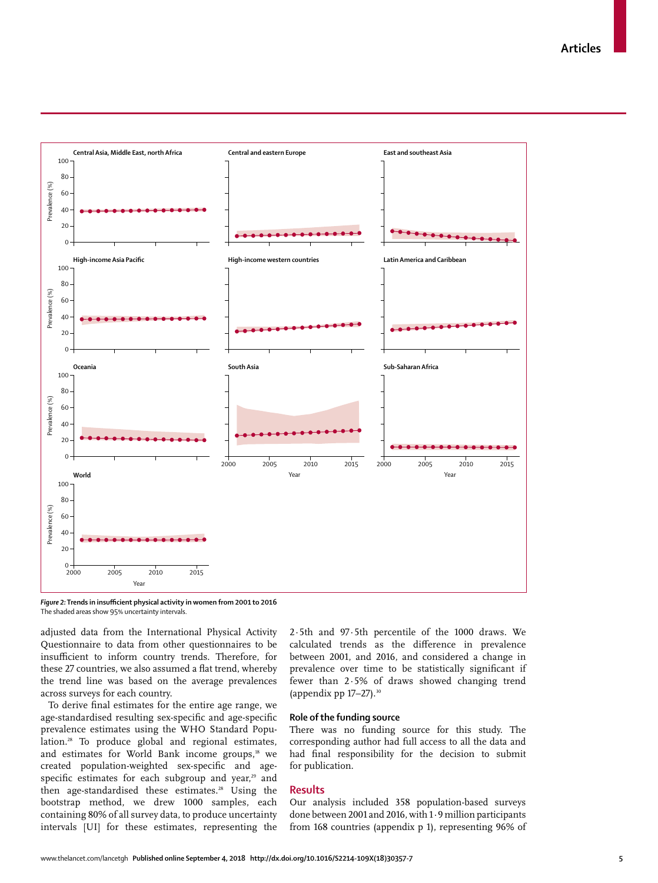*Figure 2:* **Trends in insufficient physical activity in women from 2001 to 2016**
The shaded areas show 95% uncertainty intervals.

adjusted data from the International Physical Activity Questionnaire to data from other questionnaires to be insufficient to inform country trends. Therefore, for these 27 countries, we also assumed a flat trend, whereby the trend line was based on the average prevalences across surveys for each country.

To derive final estimates for the entire age range, we age-standardised resulting sex-specific and age-specific prevalence estimates using the WHO Standard Population.[28] To produce global and regional estimates, and estimates for World Bank income groups,[18] we created population-weighted sex-specific and age-specific estimates for each subgroup and year,[29] and then age-standardised these estimates.[28] Using the bootstrap method, we drew 1000 samples, each containing 80% of all survey data, to produce uncertainty intervals [UI] for these estimates, representing the 2·5th and 97·5th percentile of the 1000 draws. We calculated trends as the difference in prevalence between 2001, and 2016, and considered a change in prevalence over time to be statistically significant if fewer than 2·5% of draws showed changing trend (appendix pp 17–27).[30]

### Role of the funding source

There was no funding source for this study. The corresponding author had full access to all the data and had final responsibility for the decision to submit for publication.

## Results

Our analysis included 358 population-based surveys done between 2001 and 2016, with 1·9 million participants from 168 countries (appendix p 1), representing 96% of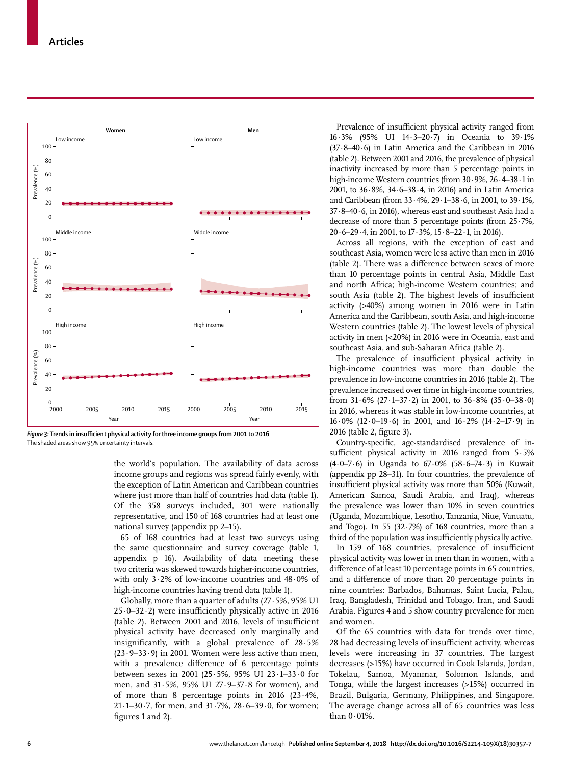*Figure 3:* **Trends in insufficient physical activity for three income groups from 2001 to 2016**
The shaded areas show 95% uncertainty intervals.

the world's population. The availability of data across income groups and regions was spread fairly evenly, with the exception of Latin American and Caribbean countries where just more than half of countries had data (table 1). Of the 358 surveys included, 301 were nationally representative, and 150 of 168 countries had at least one national survey (appendix pp 2–15).

65 of 168 countries had at least two surveys using the same questionnaire and survey coverage (table 1, appendix p 16). Availability of data meeting these two criteria was skewed towards higher-income countries, with only 3·2% of low-income countries and 48·0% of high-income countries having trend data (table 1).

Globally, more than a quarter of adults (27·5%, 95% UI 25·0–32·2) were insufficiently physically active in 2016 (table 2). Between 2001 and 2016, levels of insufficient physical activity have decreased only marginally and insignificantly, with a global prevalence of 28·5% (23·9–33·9) in 2001. Women were less active than men, with a prevalence difference of 6 percentage points between sexes in 2001 (25·5%, 95% UI 23·1–33·0 for men, and 31·5%, 95% UI 27·9–37·8 for women), and of more than 8 percentage points in 2016 (23·4%, 21·1–30·7, for men, and 31·7%, 28·6–39·0, for women; figures 1 and 2).

Prevalence of insufficient physical activity ranged from 16·3% (95% UI 14·3–20·7) in Oceania to 39·1% (37·8–40·6) in Latin America and the Caribbean in 2016 (table 2). Between 2001 and 2016, the prevalence of physical inactivity increased by more than 5 percentage points in high-income Western countries (from 30·9%, 26·4–38·1 in 2001, to 36·8%, 34·6–38·4, in 2016) and in Latin America and Caribbean (from 33·4%, 29·1–38·6, in 2001, to 39·1%, 37·8–40·6, in 2016), whereas east and southeast Asia had a decrease of more than 5 percentage points (from 25·7%, 20·6–29·4, in 2001, to 17·3%, 15·8–22·1, in 2016).

Across all regions, with the exception of east and southeast Asia, women were less active than men in 2016 (table 2). There was a difference between sexes of more than 10 percentage points in central Asia, Middle East and north Africa; high-income Western countries; and south Asia (table 2). The highest levels of insufficient activity (>40%) among women in 2016 were in Latin America and the Caribbean, south Asia, and high-income Western countries (table 2). The lowest levels of physical activity in men (<20%) in 2016 were in Oceania, east and southeast Asia, and sub-Saharan Africa (table 2).

The prevalence of insufficient physical activity in high-income countries was more than double the prevalence in low-income countries in 2016 (table 2). The prevalence increased over time in high-income countries, from 31·6% (27·1–37·2) in 2001, to 36·8% (35·0–38·0) in 2016, whereas it was stable in low-income countries, at 16·0% (12·0–19·6) in 2001, and 16·2% (14·2–17·9) in 2016 (table 2, figure 3).

Country-specific, age-standardised prevalence of insufficient physical activity in 2016 ranged from 5·5% (4·0–7·6) in Uganda to 67·0% (58·6–74·3) in Kuwait (appendix pp 28–31). In four countries, the prevalence of insufficient physical activity was more than 50% (Kuwait, American Samoa, Saudi Arabia, and Iraq), whereas the prevalence was lower than 10% in seven countries (Uganda, Mozambique, Lesotho, Tanzania, Niue, Vanuatu, and Togo). In 55 (32·7%) of 168 countries, more than a third of the population was insufficiently physically active.

In 159 of 168 countries, prevalence of insufficient physical activity was lower in men than in women, with a difference of at least 10 percentage points in 65 countries, and a difference of more than 20 percentage points in nine countries: Barbados, Bahamas, Saint Lucia, Palau, Iraq, Bangladesh, Trinidad and Tobago, Iran, and Saudi Arabia. Figures 4 and 5 show country prevalence for men and women.

Of the 65 countries with data for trends over time, 28 had decreasing levels of insufficient activity, whereas levels were increasing in 37 countries. The largest decreases (>15%) have occurred in Cook Islands, Jordan, Tokelau, Samoa, Myanmar, Solomon Islands, and Tonga, while the largest increases (>15%) occurred in Brazil, Bulgaria, Germany, Philippines, and Singapore. The average change across all of 65 countries was less than 0·01%.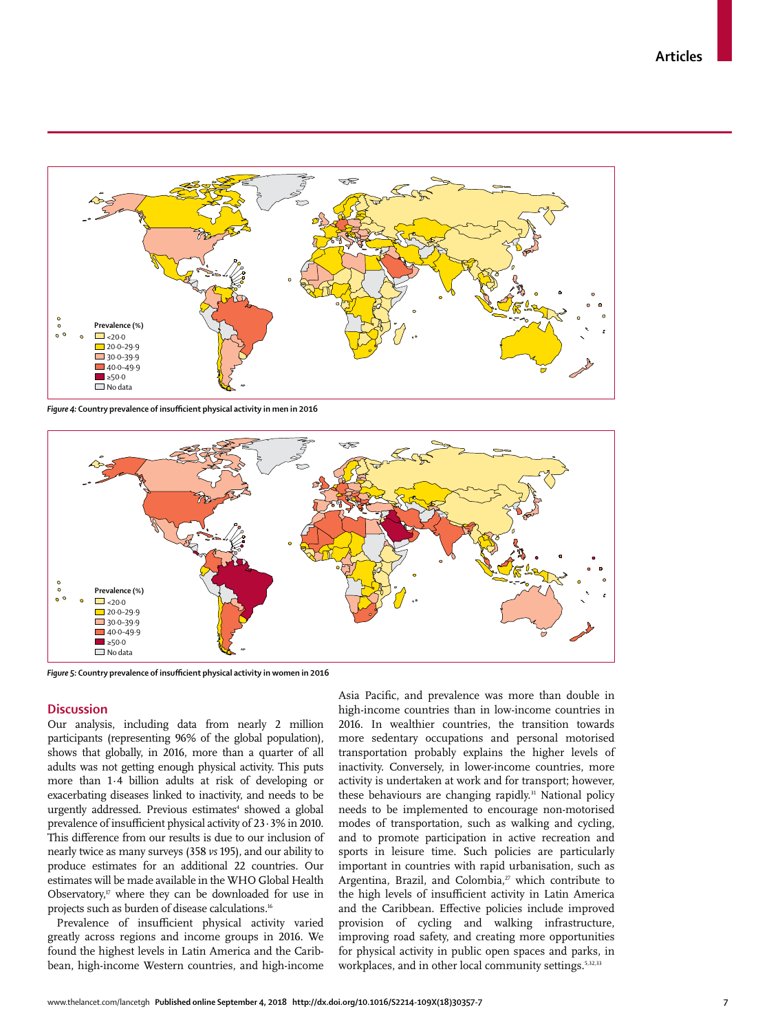Prevalence (%)
- <20·0
- 20·0–29·9
- 30·0–39·9
- 40·0–49·9
- ≥50·0
- No data

***Figure 4:*** **Country prevalence of insufficient physical activity in men in 2016**

Prevalence (%)
- <20·0
- 20·0–29·9
- 30·0–39·9
- 40·0–49·9
- ≥50·0
- No data

***Figure 5:*** **Country prevalence of insufficient physical activity in women in 2016**

## Discussion

Our analysis, including data from nearly 2 million participants (representing 96% of the global population), shows that globally, in 2016, more than a quarter of all adults was not getting enough physical activity. This puts more than 1·4 billion adults at risk of developing or exacerbating diseases linked to inactivity, and needs to be urgently addressed. Previous estimates[4] showed a global prevalence of insufficient physical activity of 23·3% in 2010. This difference from our results is due to our inclusion of nearly twice as many surveys (358 *vs* 195), and our ability to produce estimates for an additional 22 countries. Our estimates will be made available in the WHO Global Health Observatory,[17] where they can be downloaded for use in projects such as burden of disease calculations.[16]

Prevalence of insufficient physical activity varied greatly across regions and income groups in 2016. We found the highest levels in Latin America and the Caribbean, high-income Western countries, and high-income Asia Pacific, and prevalence was more than double in high-income countries than in low-income countries in 2016. In wealthier countries, the transition towards more sedentary occupations and personal motorised transportation probably explains the higher levels of inactivity. Conversely, in lower-income countries, more activity is undertaken at work and for transport; however, these behaviours are changing rapidly.[31] National policy needs to be implemented to encourage non-motorised modes of transportation, such as walking and cycling, and to promote participation in active recreation and sports in leisure time. Such policies are particularly important in countries with rapid urbanisation, such as Argentina, Brazil, and Colombia,[27] which contribute to the high levels of insufficient activity in Latin America and the Caribbean. Effective policies include improved provision of cycling and walking infrastructure, improving road safety, and creating more opportunities for physical activity in public open spaces and parks, in workplaces, and in other local community settings.[5,32,33]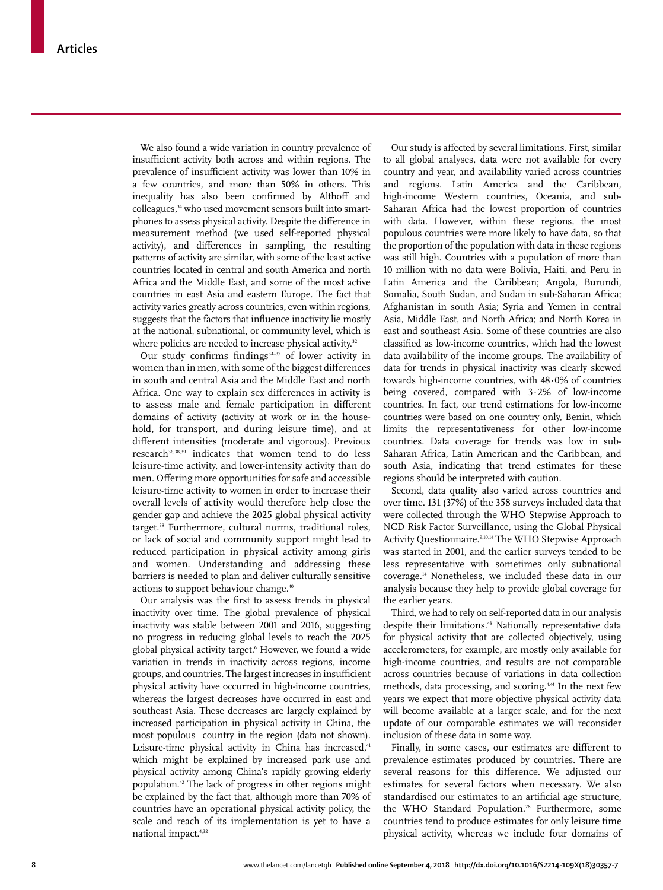We also found a wide variation in country prevalence of insufficient activity both across and within regions. The prevalence of insufficient activity was lower than 10% in a few countries, and more than 50% in others. This inequality has also been confirmed by Althoff and colleagues,[34] who used movement sensors built into smartphones to assess physical activity. Despite the difference in measurement method (we used self-reported physical activity), and differences in sampling, the resulting patterns of activity are similar, with some of the least active countries located in central and south America and north Africa and the Middle East, and some of the most active countries in east Asia and eastern Europe. The fact that activity varies greatly across countries, even within regions, suggests that the factors that influence inactivity lie mostly at the national, subnational, or community level, which is where policies are needed to increase physical activity.[32]

Our study confirms findings[34–37] of lower activity in women than in men, with some of the biggest differences in south and central Asia and the Middle East and north Africa. One way to explain sex differences in activity is to assess male and female participation in different domains of activity (activity at work or in the household, for transport, and during leisure time), and at different intensities (moderate and vigorous). Previous research[36,38,39] indicates that women tend to do less leisure-time activity, and lower-intensity activity than do men. Offering more opportunities for safe and accessible leisure-time activity to women in order to increase their overall levels of activity would therefore help close the gender gap and achieve the 2025 global physical activity target.[38] Furthermore, cultural norms, traditional roles, or lack of social and community support might lead to reduced participation in physical activity among girls and women. Understanding and addressing these barriers is needed to plan and deliver culturally sensitive actions to support behaviour change.[40]

Our analysis was the first to assess trends in physical inactivity over time. The global prevalence of physical inactivity was stable between 2001 and 2016, suggesting no progress in reducing global levels to reach the 2025 global physical activity target.[6] However, we found a wide variation in trends in inactivity across regions, income groups, and countries. The largest increases in insufficient physical activity have occurred in high-income countries, whereas the largest decreases have occurred in east and southeast Asia. These decreases are largely explained by increased participation in physical activity in China, the most populous country in the region (data not shown). Leisure-time physical activity in China has increased,[41] which might be explained by increased park use and physical activity among China's rapidly growing elderly population.[42] The lack of progress in other regions might be explained by the fact that, although more than 70% of countries have an operational physical activity policy, the scale and reach of its implementation is yet to have a national impact.[4,32]

Our study is affected by several limitations. First, similar to all global analyses, data were not available for every country and year, and availability varied across countries and regions. Latin America and the Caribbean, high-income Western countries, Oceania, and sub-Saharan Africa had the lowest proportion of countries with data. However, within these regions, the most populous countries were more likely to have data, so that the proportion of the population with data in these regions was still high. Countries with a population of more than 10 million with no data were Bolivia, Haiti, and Peru in Latin America and the Caribbean; Angola, Burundi, Somalia, South Sudan, and Sudan in sub-Saharan Africa; Afghanistan in south Asia; Syria and Yemen in central Asia, Middle East, and North Africa; and North Korea in east and southeast Asia. Some of these countries are also classified as low-income countries, which had the lowest data availability of the income groups. The availability of data for trends in physical inactivity was clearly skewed towards high-income countries, with 48·0% of countries being covered, compared with 3·2% of low-income countries. In fact, our trend estimations for low-income countries were based on one country only, Benin, which limits the representativeness for other low-income countries. Data coverage for trends was low in sub-Saharan Africa, Latin American and the Caribbean, and south Asia, indicating that trend estimates for these regions should be interpreted with caution.

Second, data quality also varied across countries and over time. 131 (37%) of the 358 surveys included data that were collected through the WHO Stepwise Approach to NCD Risk Factor Surveillance, using the Global Physical Activity Questionnaire.[9,10,14] The WHO Stepwise Approach was started in 2001, and the earlier surveys tended to be less representative with sometimes only subnational coverage.[14] Nonetheless, we included these data in our analysis because they help to provide global coverage for the earlier years.

Third, we had to rely on self-reported data in our analysis despite their limitations.[43] Nationally representative data for physical activity that are collected objectively, using accelerometers, for example, are mostly only available for high-income countries, and results are not comparable across countries because of variations in data collection methods, data processing, and scoring.[4,44] In the next few years we expect that more objective physical activity data will become available at a larger scale, and for the next update of our comparable estimates we will reconsider inclusion of these data in some way.

Finally, in some cases, our estimates are different to prevalence estimates produced by countries. There are several reasons for this difference. We adjusted our estimates for several factors when necessary. We also standardised our estimates to an artificial age structure, the WHO Standard Population.[28] Furthermore, some countries tend to produce estimates for only leisure time physical activity, whereas we include four domains of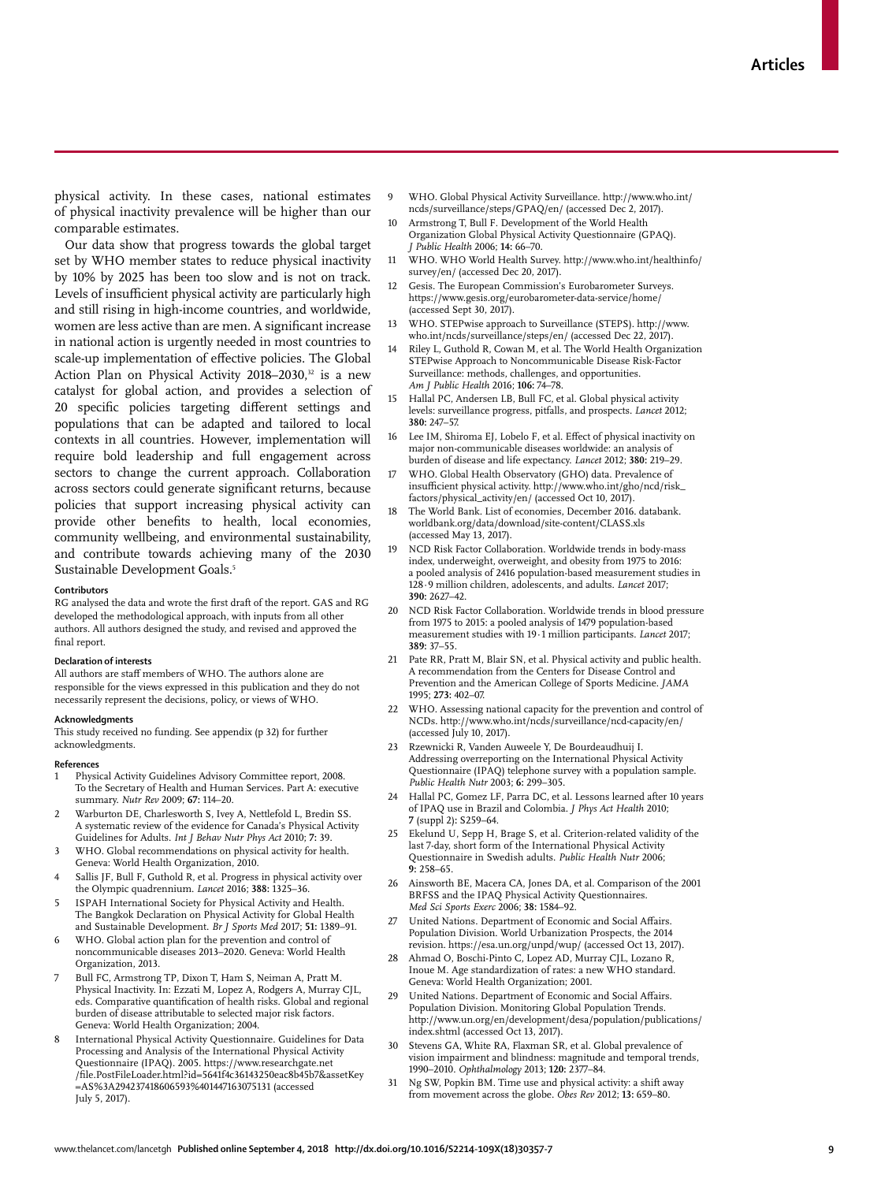physical activity. In these cases, national estimates of physical inactivity prevalence will be higher than our comparable estimates.

Our data show that progress towards the global target set by WHO member states to reduce physical inactivity by 10% by 2025 has been too slow and is not on track. Levels of insufficient physical activity are particularly high and still rising in high-income countries, and worldwide, women are less active than are men. A significant increase in national action is urgently needed in most countries to scale-up implementation of effective policies. The Global Action Plan on Physical Activity 2018–2030,[32] is a new catalyst for global action, and provides a selection of 20 specific policies targeting different settings and populations that can be adapted and tailored to local contexts in all countries. However, implementation will require bold leadership and full engagement across sectors to change the current approach. Collaboration across sectors could generate significant returns, because policies that support increasing physical activity can provide other benefits to health, local economies, community wellbeing, and environmental sustainability, and contribute towards achieving many of the 2030 Sustainable Development Goals.[5]

#### Contributors

RG analysed the data and wrote the first draft of the report. GAS and RG developed the methodological approach, with inputs from all other authors. All authors designed the study, and revised and approved the final report.

#### Declaration of interests

All authors are staff members of WHO. The authors alone are responsible for the views expressed in this publication and they do not necessarily represent the decisions, policy, or views of WHO.

#### Acknowledgments

This study received no funding. See appendix (p 32) for further acknowledgments.

#### References

1. Physical Activity Guidelines Advisory Committee report, 2008. To the Secretary of Health and Human Services. Part A: executive summary. *Nutr Rev* 2009; **67:** 114–20.
2. Warburton DE, Charlesworth S, Ivey A, Nettlefold L, Bredin SS. A systematic review of the evidence for Canada's Physical Activity Guidelines for Adults. *Int J Behav Nutr Phys Act* 2010; **7:** 39.
3. WHO. Global recommendations on physical activity for health. Geneva: World Health Organization, 2010.
4. Sallis JF, Bull F, Guthold R, et al. Progress in physical activity over the Olympic quadrennium. *Lancet* 2016; **388:** 1325–36.
5. ISPAH International Society for Physical Activity and Health. The Bangkok Declaration on Physical Activity for Global Health and Sustainable Development. *Br J Sports Med* 2017; **51:** 1389–91.
6. WHO. Global action plan for the prevention and control of noncommunicable diseases 2013–2020. Geneva: World Health Organization, 2013.
7. Bull FC, Armstrong TP, Dixon T, Ham S, Neiman A, Pratt M. Physical Inactivity. In: Ezzati M, Lopez A, Rodgers A, Murray CJL, eds. Comparative quantification of health risks. Global and regional burden of disease attributable to selected major risk factors. Geneva: World Health Organization; 2004.
8. International Physical Activity Questionnaire. Guidelines for Data Processing and Analysis of the International Physical Activity Questionnaire (IPAQ). 2005. https://www.researchgate.net/file.PostFileLoader.html?id=5641f4c36143250eac8b45b7&assetKey=AS%3A294237418606593%401447163075131 (accessed July 5, 2017).
9. WHO. Global Physical Activity Surveillance. http://www.who.int/ncds/surveillance/steps/GPAQ/en/ (accessed Dec 2, 2017).
10. Armstrong T, Bull F. Development of the World Health Organization Global Physical Activity Questionnaire (GPAQ). *J Public Health* 2006; **14:** 66–70.
11. WHO. WHO World Health Survey. http://www.who.int/healthinfo/survey/en/ (accessed Dec 20, 2017).
12. Gesis. The European Commission's Eurobarometer Surveys. https://www.gesis.org/eurobarometer-data-service/home/ (accessed Sept 30, 2017).
13. WHO. STEPwise approach to Surveillance (STEPS). http://www.who.int/ncds/surveillance/steps/en/ (accessed Dec 22, 2017).
14. Riley L, Guthold R, Cowan M, et al. The World Health Organization STEPwise Approach to Noncommunicable Disease Risk-Factor Surveillance: methods, challenges, and opportunities. *Am J Public Health* 2016; **106:** 74–78.
15. Hallal PC, Andersen LB, Bull FC, et al. Global physical activity levels: surveillance progress, pitfalls, and prospects. *Lancet* 2012; **380:** 247–57.
16. Lee IM, Shiroma EJ, Lobelo F, et al. Effect of physical inactivity on major non-communicable diseases worldwide: an analysis of burden of disease and life expectancy. *Lancet* 2012; **380:** 219–29.
17. WHO. Global Health Observatory (GHO) data. Prevalence of insufficient physical activity. http://www.who.int/gho/ncd/risk_factors/physical_activity/en/ (accessed Oct 10, 2017).
18. The World Bank. List of economies, December 2016. databank.worldbank.org/data/download/site-content/CLASS.xls (accessed May 13, 2017).
19. NCD Risk Factor Collaboration. Worldwide trends in body-mass index, underweight, overweight, and obesity from 1975 to 2016: a pooled analysis of 2416 population-based measurement studies in 128·9 million children, adolescents, and adults. *Lancet* 2017; **390:** 2627–42.
20. NCD Risk Factor Collaboration. Worldwide trends in blood pressure from 1975 to 2015: a pooled analysis of 1479 population-based measurement studies with 19·1 million participants. *Lancet* 2017; **389:** 37–55.
21. Pate RR, Pratt M, Blair SN, et al. Physical activity and public health. A recommendation from the Centers for Disease Control and Prevention and the American College of Sports Medicine. *JAMA* 1995; **273:** 402–07.
22. WHO. Assessing national capacity for the prevention and control of NCDs. http://www.who.int/ncds/surveillance/ncd-capacity/en/ (accessed July 10, 2017).
23. Rzewnicki R, Vanden Auweele Y, De Bourdeaudhuij I. Addressing overreporting on the International Physical Activity Questionnaire (IPAQ) telephone survey with a population sample. *Public Health Nutr* 2003; **6:** 299–305.
24. Hallal PC, Gomez LF, Parra DC, et al. Lessons learned after 10 years of IPAQ use in Brazil and Colombia. *J Phys Act Health* 2010; **7** (suppl 2)**:** S259–64.
25. Ekelund U, Sepp H, Brage S, et al. Criterion-related validity of the last 7-day, short form of the International Physical Activity Questionnaire in Swedish adults. *Public Health Nutr* 2006; **9:** 258–65.
26. Ainsworth BE, Macera CA, Jones DA, et al. Comparison of the 2001 BRFSS and the IPAQ Physical Activity Questionnaires. *Med Sci Sports Exerc* 2006; **38:** 1584–92.
27. United Nations. Department of Economic and Social Affairs. Population Division. World Urbanization Prospects, the 2014 revision. https://esa.un.org/unpd/wup/ (accessed Oct 13, 2017).
28. Ahmad O, Boschi-Pinto C, Lopez AD, Murray CJL, Lozano R, Inoue M. Age standardization of rates: a new WHO standard. Geneva: World Health Organization; 2001.
29. United Nations. Department of Economic and Social Affairs. Population Division. Monitoring Global Population Trends. http://www.un.org/en/development/desa/population/publications/index.shtml (accessed Oct 13, 2017).
30. Stevens GA, White RA, Flaxman SR, et al. Global prevalence of vision impairment and blindness: magnitude and temporal trends, 1990–2010. *Ophthalmology* 2013; **120:** 2377–84.
31. Ng SW, Popkin BM. Time use and physical activity: a shift away from movement across the globe. *Obes Rev* 2012; **13:** 659–80.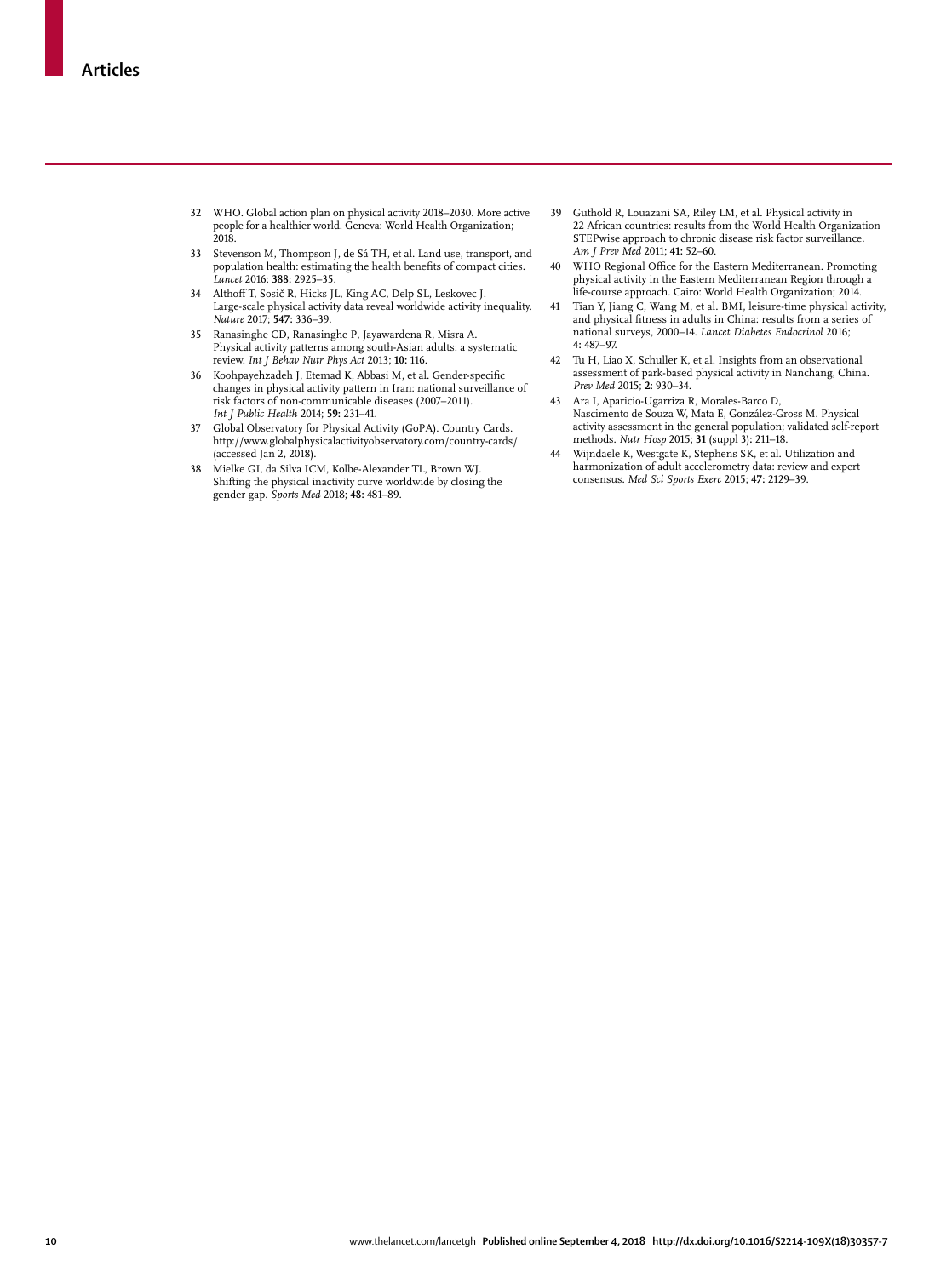32 WHO. Global action plan on physical activity 2018–2030. More active people for a healthier world. Geneva: World Health Organization; 2018.

33 Stevenson M, Thompson J, de Sá TH, et al. Land use, transport, and population health: estimating the health benefits of compact cities. *Lancet* 2016; **388:** 2925–35.

34 Althoff T, Sosič R, Hicks JL, King AC, Delp SL, Leskovec J. Large-scale physical activity data reveal worldwide activity inequality. *Nature* 2017; **547:** 336–39.

35 Ranasinghe CD, Ranasinghe P, Jayawardena R, Misra A. Physical activity patterns among south-Asian adults: a systematic review. *Int J Behav Nutr Phys Act* 2013; **10:** 116.

36 Koohpayehzadeh J, Etemad K, Abbasi M, et al. Gender-specific changes in physical activity pattern in Iran: national surveillance of risk factors of non-communicable diseases (2007–2011). *Int J Public Health* 2014; **59:** 231–41.

37 Global Observatory for Physical Activity (GoPA). Country Cards. http://www.globalphysicalactivityobservatory.com/country-cards/ (accessed Jan 2, 2018).

38 Mielke GI, da Silva ICM, Kolbe-Alexander TL, Brown WJ. Shifting the physical inactivity curve worldwide by closing the gender gap. *Sports Med* 2018; **48:** 481–89.

39 Guthold R, Louazani SA, Riley LM, et al. Physical activity in 22 African countries: results from the World Health Organization STEPwise approach to chronic disease risk factor surveillance. *Am J Prev Med* 2011; **41:** 52–60.

40 WHO Regional Office for the Eastern Mediterranean. Promoting physical activity in the Eastern Mediterranean Region through a life-course approach. Cairo: World Health Organization; 2014.

41 Tian Y, Jiang C, Wang M, et al. BMI, leisure-time physical activity, and physical fitness in adults in China: results from a series of national surveys, 2000–14. *Lancet Diabetes Endocrinol* 2016; **4:** 487–97.

42 Tu H, Liao X, Schuller K, et al. Insights from an observational assessment of park-based physical activity in Nanchang, China. *Prev Med* 2015; **2:** 930–34.

43 Ara I, Aparicio-Ugarriza R, Morales-Barco D, Nascimento de Souza W, Mata E, González-Gross M. Physical activity assessment in the general population; validated self-report methods. *Nutr Hosp* 2015; **31** (suppl 3)**:** 211–18.

44 Wijndaele K, Westgate K, Stephens SK, et al. Utilization and harmonization of adult accelerometry data: review and expert consensus. *Med Sci Sports Exerc* 2015; **47:** 2129–39.